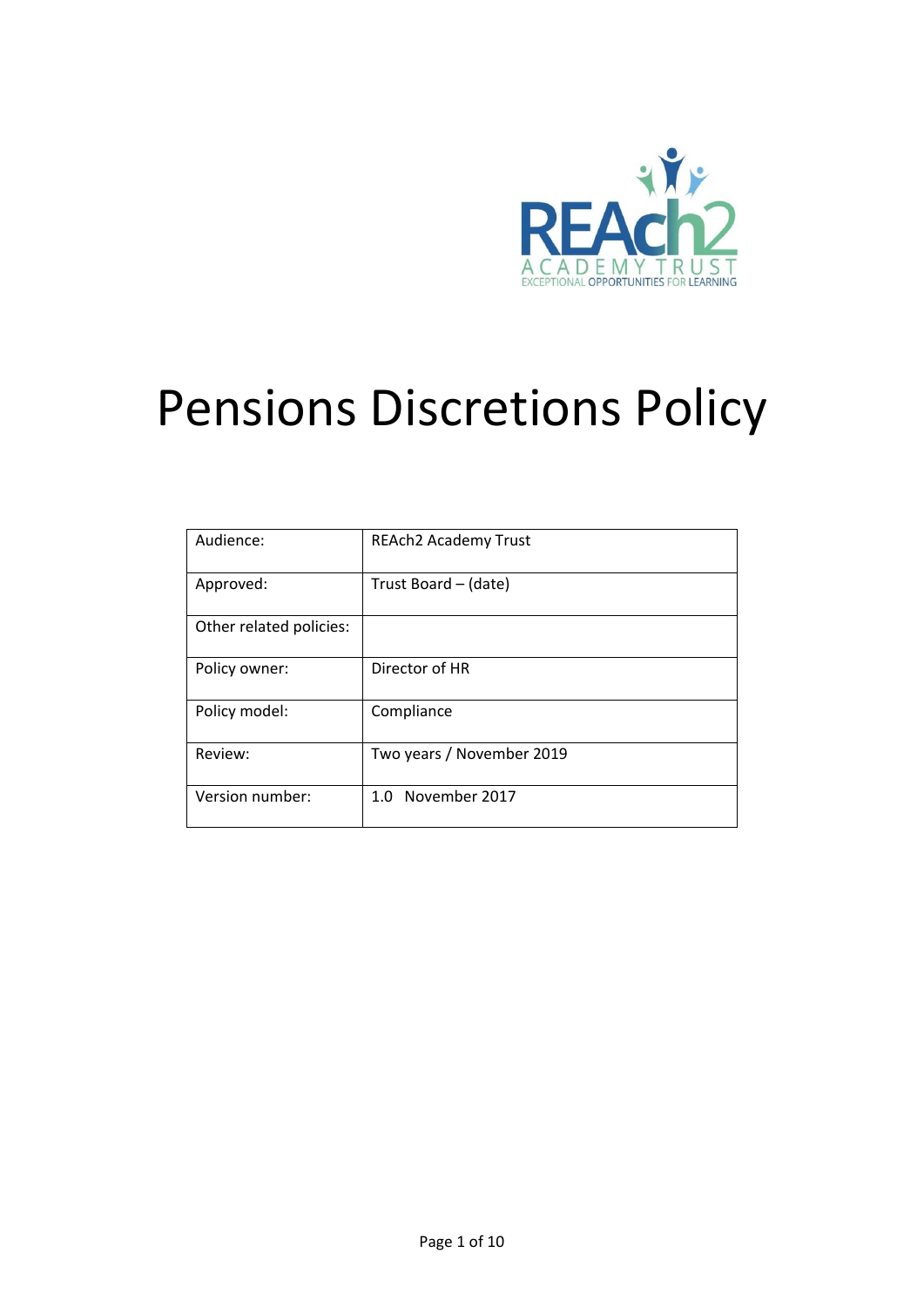# Pensions Discretions Policy

| Audience: | REAch2 Academy Trust |
|---|---|
| Approved: | Trust Board – (date) |
| Other related policies: | |
| Policy owner: | Director of HR |
| Policy model: | Compliance |
| Review: | Two years / November 2019 |
| Version number: | 1.0 November 2017 |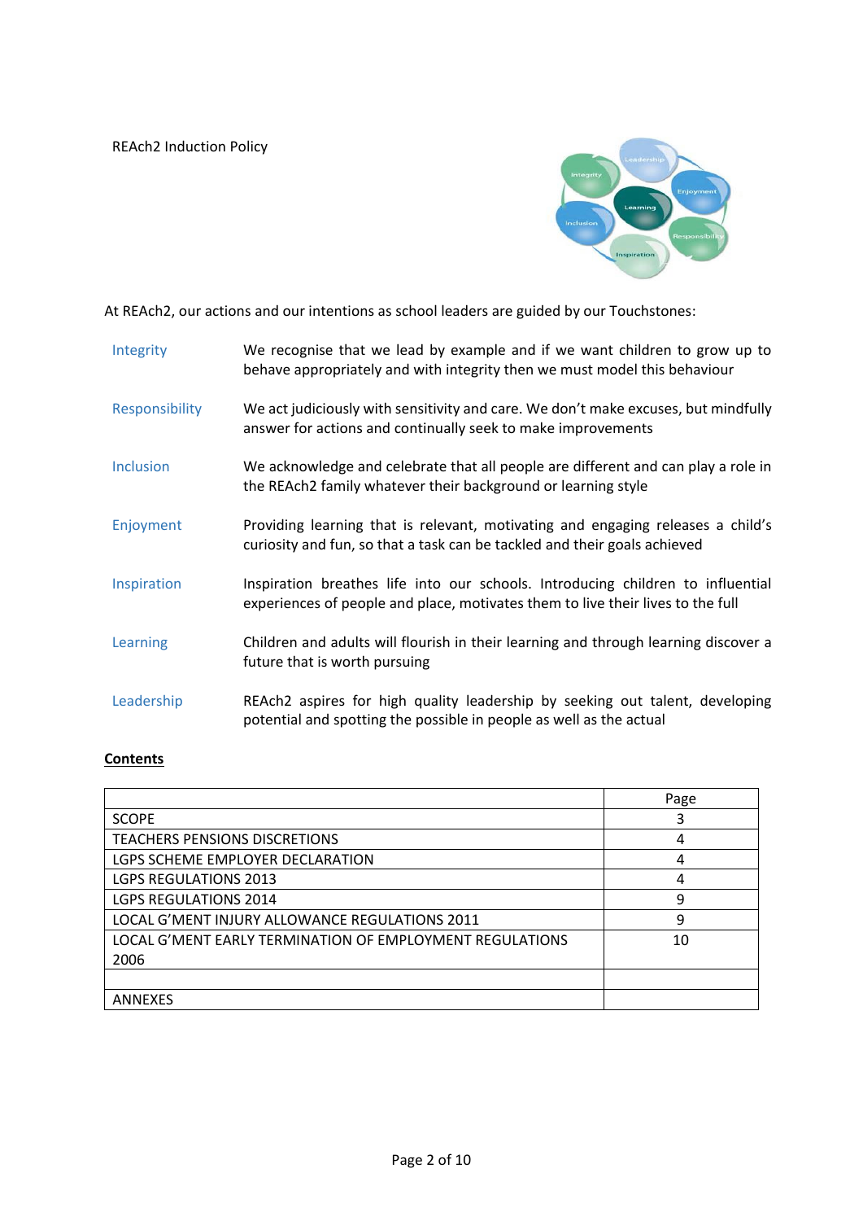REAch2 Induction Policy

At REAch2, our actions and our intentions as school leaders are guided by our Touchstones:

| | |
|---|---|
| Integrity | We recognise that we lead by example and if we want children to grow up to behave appropriately and with integrity then we must model this behaviour |
| Responsibility | We act judiciously with sensitivity and care. We don't make excuses, but mindfully answer for actions and continually seek to make improvements |
| Inclusion | We acknowledge and celebrate that all people are different and can play a role in the REAch2 family whatever their background or learning style |
| Enjoyment | Providing learning that is relevant, motivating and engaging releases a child's curiosity and fun, so that a task can be tackled and their goals achieved |
| Inspiration | Inspiration breathes life into our schools. Introducing children to influential experiences of people and place, motivates them to live their lives to the full |
| Learning | Children and adults will flourish in their learning and through learning discover a future that is worth pursuing |
| Leadership | REAch2 aspires for high quality leadership by seeking out talent, developing potential and spotting the possible in people as well as the actual |

**Contents**

| | Page |
|---|---|
| SCOPE | 3 |
| TEACHERS PENSIONS DISCRETIONS | 4 |
| LGPS SCHEME EMPLOYER DECLARATION | 4 |
| LGPS REGULATIONS 2013 | 4 |
| LGPS REGULATIONS 2014 | 9 |
| LOCAL G'MENT INJURY ALLOWANCE REGULATIONS 2011 | 9 |
| LOCAL G'MENT EARLY TERMINATION OF EMPLOYMENT REGULATIONS 2006 | 10 |
| | |
| ANNEXES | |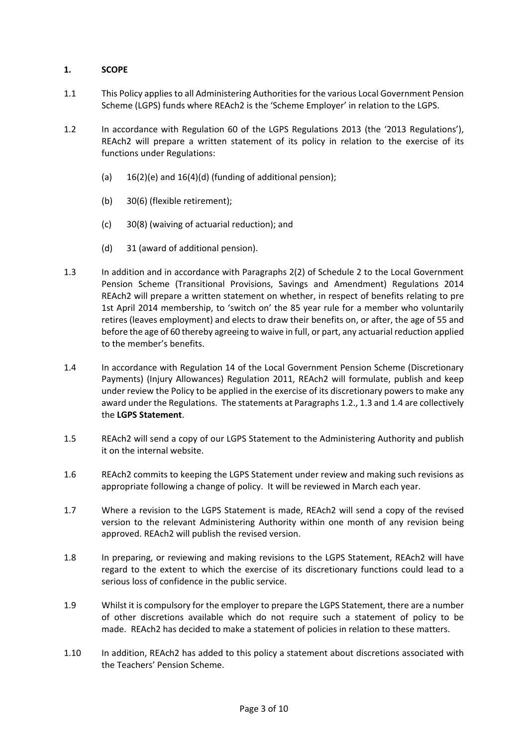## 1. SCOPE

1.1 This Policy applies to all Administering Authorities for the various Local Government Pension Scheme (LGPS) funds where REAch2 is the 'Scheme Employer' in relation to the LGPS.

1.2 In accordance with Regulation 60 of the LGPS Regulations 2013 (the '2013 Regulations'), REAch2 will prepare a written statement of its policy in relation to the exercise of its functions under Regulations:

- (a) 16(2)(e) and 16(4)(d) (funding of additional pension);
- (b) 30(6) (flexible retirement);
- (c) 30(8) (waiving of actuarial reduction); and
- (d) 31 (award of additional pension).

1.3 In addition and in accordance with Paragraphs 2(2) of Schedule 2 to the Local Government Pension Scheme (Transitional Provisions, Savings and Amendment) Regulations 2014 REAch2 will prepare a written statement on whether, in respect of benefits relating to pre 1st April 2014 membership, to 'switch on' the 85 year rule for a member who voluntarily retires (leaves employment) and elects to draw their benefits on, or after, the age of 55 and before the age of 60 thereby agreeing to waive in full, or part, any actuarial reduction applied to the member's benefits.

1.4 In accordance with Regulation 14 of the Local Government Pension Scheme (Discretionary Payments) (Injury Allowances) Regulation 2011, REAch2 will formulate, publish and keep under review the Policy to be applied in the exercise of its discretionary powers to make any award under the Regulations. The statements at Paragraphs 1.2., 1.3 and 1.4 are collectively the **LGPS Statement**.

1.5 REAch2 will send a copy of our LGPS Statement to the Administering Authority and publish it on the internal website.

1.6 REAch2 commits to keeping the LGPS Statement under review and making such revisions as appropriate following a change of policy. It will be reviewed in March each year.

1.7 Where a revision to the LGPS Statement is made, REAch2 will send a copy of the revised version to the relevant Administering Authority within one month of any revision being approved. REAch2 will publish the revised version.

1.8 In preparing, or reviewing and making revisions to the LGPS Statement, REAch2 will have regard to the extent to which the exercise of its discretionary functions could lead to a serious loss of confidence in the public service.

1.9 Whilst it is compulsory for the employer to prepare the LGPS Statement, there are a number of other discretions available which do not require such a statement of policy to be made. REAch2 has decided to make a statement of policies in relation to these matters.

1.10 In addition, REAch2 has added to this policy a statement about discretions associated with the Teachers' Pension Scheme.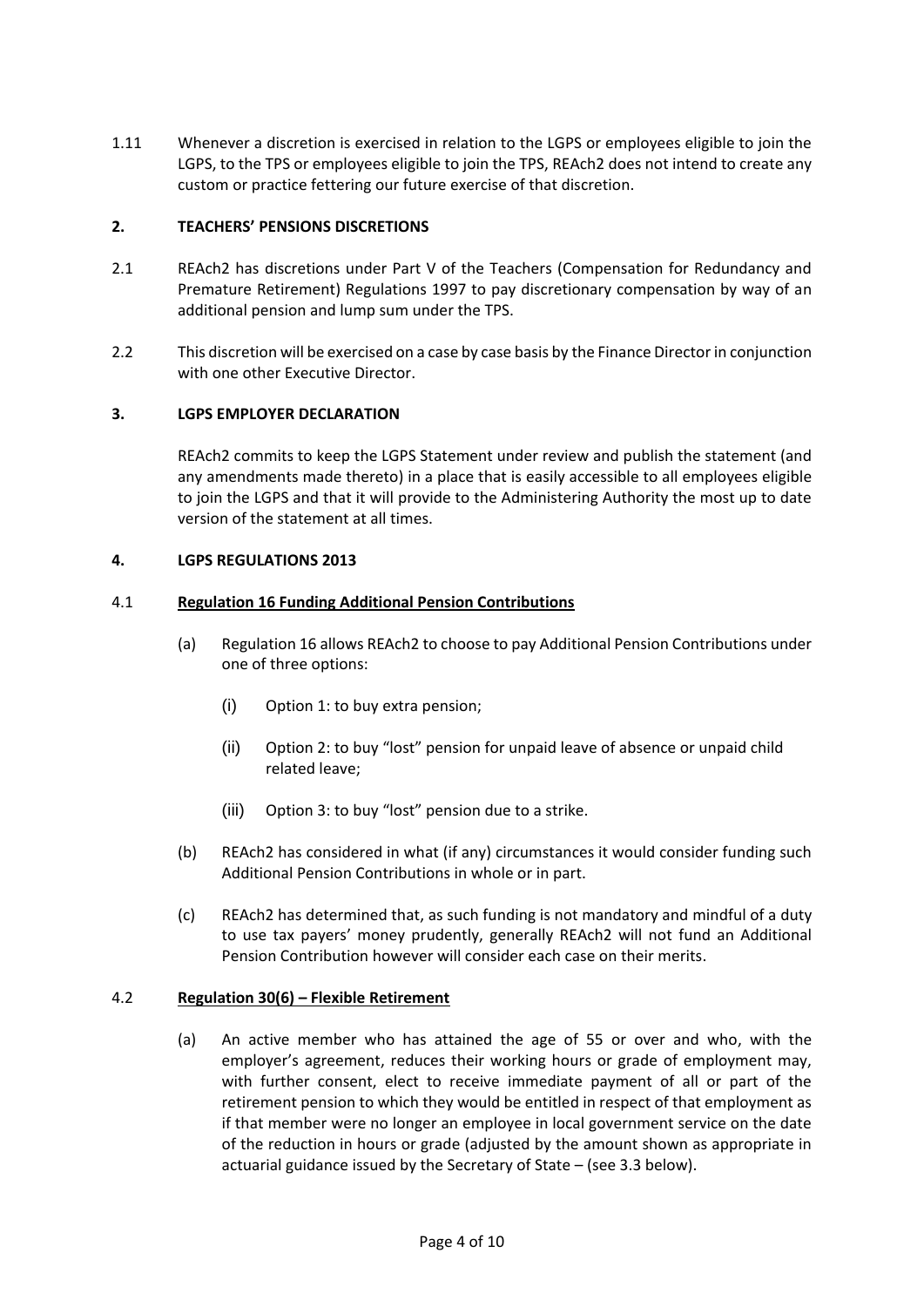1.11 Whenever a discretion is exercised in relation to the LGPS or employees eligible to join the LGPS, to the TPS or employees eligible to join the TPS, REAch2 does not intend to create any custom or practice fettering our future exercise of that discretion.

## 2. TEACHERS' PENSIONS DISCRETIONS

2.1 REAch2 has discretions under Part V of the Teachers (Compensation for Redundancy and Premature Retirement) Regulations 1997 to pay discretionary compensation by way of an additional pension and lump sum under the TPS.

2.2 This discretion will be exercised on a case by case basis by the Finance Director in conjunction with one other Executive Director.

## 3. LGPS EMPLOYER DECLARATION

REAch2 commits to keep the LGPS Statement under review and publish the statement (and any amendments made thereto) in a place that is easily accessible to all employees eligible to join the LGPS and that it will provide to the Administering Authority the most up to date version of the statement at all times.

## 4. LGPS REGULATIONS 2013

### 4.1 **Regulation 16 Funding Additional Pension Contributions**

(a) Regulation 16 allows REAch2 to choose to pay Additional Pension Contributions under one of three options:

  (i) Option 1: to buy extra pension;

  (ii) Option 2: to buy "lost" pension for unpaid leave of absence or unpaid child related leave;

  (iii) Option 3: to buy "lost" pension due to a strike.

(b) REAch2 has considered in what (if any) circumstances it would consider funding such Additional Pension Contributions in whole or in part.

(c) REAch2 has determined that, as such funding is not mandatory and mindful of a duty to use tax payers' money prudently, generally REAch2 will not fund an Additional Pension Contribution however will consider each case on their merits.

### 4.2 **Regulation 30(6) – Flexible Retirement**

(a) An active member who has attained the age of 55 or over and who, with the employer's agreement, reduces their working hours or grade of employment may, with further consent, elect to receive immediate payment of all or part of the retirement pension to which they would be entitled in respect of that employment as if that member were no longer an employee in local government service on the date of the reduction in hours or grade (adjusted by the amount shown as appropriate in actuarial guidance issued by the Secretary of State – (see 3.3 below).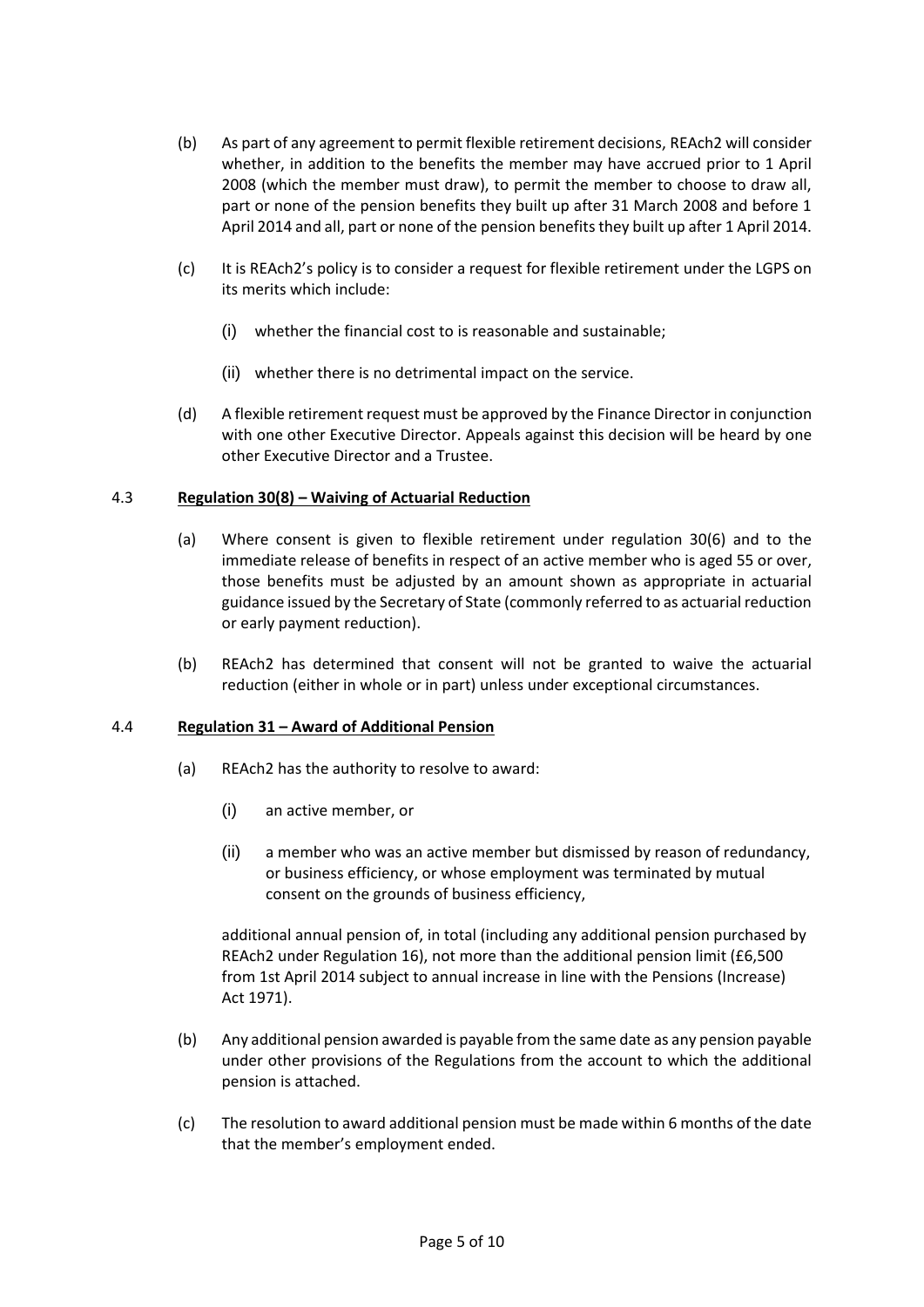(b) As part of any agreement to permit flexible retirement decisions, REAch2 will consider whether, in addition to the benefits the member may have accrued prior to 1 April 2008 (which the member must draw), to permit the member to choose to draw all, part or none of the pension benefits they built up after 31 March 2008 and before 1 April 2014 and all, part or none of the pension benefits they built up after 1 April 2014.

(c) It is REAch2's policy is to consider a request for flexible retirement under the LGPS on its merits which include:

   (i) whether the financial cost to is reasonable and sustainable;

   (ii) whether there is no detrimental impact on the service.

(d) A flexible retirement request must be approved by the Finance Director in conjunction with one other Executive Director. Appeals against this decision will be heard by one other Executive Director and a Trustee.

4.3 **Regulation 30(8) – Waiving of Actuarial Reduction**

(a) Where consent is given to flexible retirement under regulation 30(6) and to the immediate release of benefits in respect of an active member who is aged 55 or over, those benefits must be adjusted by an amount shown as appropriate in actuarial guidance issued by the Secretary of State (commonly referred to as actuarial reduction or early payment reduction).

(b) REAch2 has determined that consent will not be granted to waive the actuarial reduction (either in whole or in part) unless under exceptional circumstances.

4.4 **Regulation 31 – Award of Additional Pension**

(a) REAch2 has the authority to resolve to award:

   (i) an active member, or

   (ii) a member who was an active member but dismissed by reason of redundancy, or business efficiency, or whose employment was terminated by mutual consent on the grounds of business efficiency,

   additional annual pension of, in total (including any additional pension purchased by REAch2 under Regulation 16), not more than the additional pension limit (£6,500 from 1st April 2014 subject to annual increase in line with the Pensions (Increase) Act 1971).

(b) Any additional pension awarded is payable from the same date as any pension payable under other provisions of the Regulations from the account to which the additional pension is attached.

(c) The resolution to award additional pension must be made within 6 months of the date that the member's employment ended.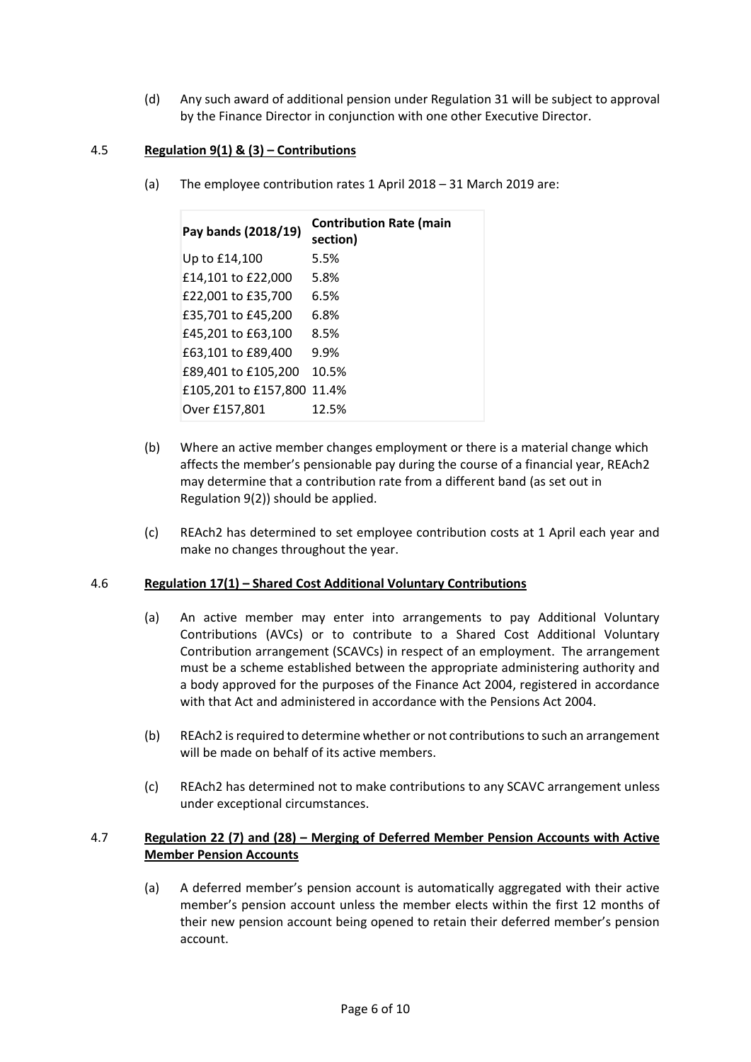(d) Any such award of additional pension under Regulation 31 will be subject to approval by the Finance Director in conjunction with one other Executive Director.

### 4.5 **Regulation 9(1) & (3) – Contributions**

(a) The employee contribution rates 1 April 2018 – 31 March 2019 are:

| Pay bands (2018/19) | Contribution Rate (main section) |
|---|---|
| Up to £14,100 | 5.5% |
| £14,101 to £22,000 | 5.8% |
| £22,001 to £35,700 | 6.5% |
| £35,701 to £45,200 | 6.8% |
| £45,201 to £63,100 | 8.5% |
| £63,101 to £89,400 | 9.9% |
| £89,401 to £105,200 | 10.5% |
| £105,201 to £157,800 | 11.4% |
| Over £157,801 | 12.5% |

(b) Where an active member changes employment or there is a material change which affects the member's pensionable pay during the course of a financial year, REAch2 may determine that a contribution rate from a different band (as set out in Regulation 9(2)) should be applied.

(c) REAch2 has determined to set employee contribution costs at 1 April each year and make no changes throughout the year.

### 4.6 **Regulation 17(1) – Shared Cost Additional Voluntary Contributions**

(a) An active member may enter into arrangements to pay Additional Voluntary Contributions (AVCs) or to contribute to a Shared Cost Additional Voluntary Contribution arrangement (SCAVCs) in respect of an employment. The arrangement must be a scheme established between the appropriate administering authority and a body approved for the purposes of the Finance Act 2004, registered in accordance with that Act and administered in accordance with the Pensions Act 2004.

(b) REAch2 is required to determine whether or not contributions to such an arrangement will be made on behalf of its active members.

(c) REAch2 has determined not to make contributions to any SCAVC arrangement unless under exceptional circumstances.

### 4.7 **Regulation 22 (7) and (28) – Merging of Deferred Member Pension Accounts with Active Member Pension Accounts**

(a) A deferred member's pension account is automatically aggregated with their active member's pension account unless the member elects within the first 12 months of their new pension account being opened to retain their deferred member's pension account.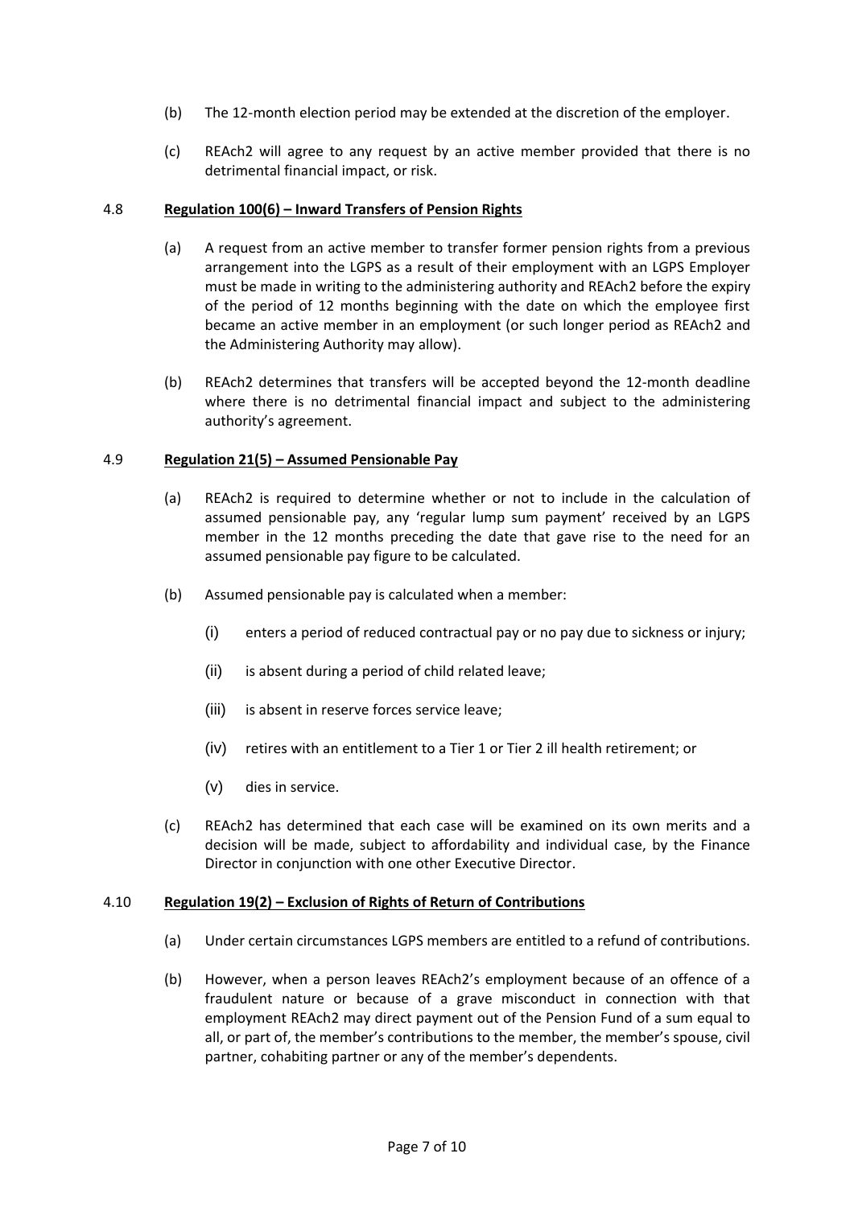(b) The 12-month election period may be extended at the discretion of the employer.

(c) REAch2 will agree to any request by an active member provided that there is no detrimental financial impact, or risk.

4.8 **<u>Regulation 100(6) – Inward Transfers of Pension Rights</u>**

(a) A request from an active member to transfer former pension rights from a previous arrangement into the LGPS as a result of their employment with an LGPS Employer must be made in writing to the administering authority and REAch2 before the expiry of the period of 12 months beginning with the date on which the employee first became an active member in an employment (or such longer period as REAch2 and the Administering Authority may allow).

(b) REAch2 determines that transfers will be accepted beyond the 12-month deadline where there is no detrimental financial impact and subject to the administering authority's agreement.

4.9 **<u>Regulation 21(5) – Assumed Pensionable Pay</u>**

(a) REAch2 is required to determine whether or not to include in the calculation of assumed pensionable pay, any 'regular lump sum payment' received by an LGPS member in the 12 months preceding the date that gave rise to the need for an assumed pensionable pay figure to be calculated.

(b) Assumed pensionable pay is calculated when a member:

(i) enters a period of reduced contractual pay or no pay due to sickness or injury;

(ii) is absent during a period of child related leave;

(iii) is absent in reserve forces service leave;

(iv) retires with an entitlement to a Tier 1 or Tier 2 ill health retirement; or

(v) dies in service.

(c) REAch2 has determined that each case will be examined on its own merits and a decision will be made, subject to affordability and individual case, by the Finance Director in conjunction with one other Executive Director.

4.10 **<u>Regulation 19(2) – Exclusion of Rights of Return of Contributions</u>**

(a) Under certain circumstances LGPS members are entitled to a refund of contributions.

(b) However, when a person leaves REAch2's employment because of an offence of a fraudulent nature or because of a grave misconduct in connection with that employment REAch2 may direct payment out of the Pension Fund of a sum equal to all, or part of, the member's contributions to the member, the member's spouse, civil partner, cohabiting partner or any of the member's dependents.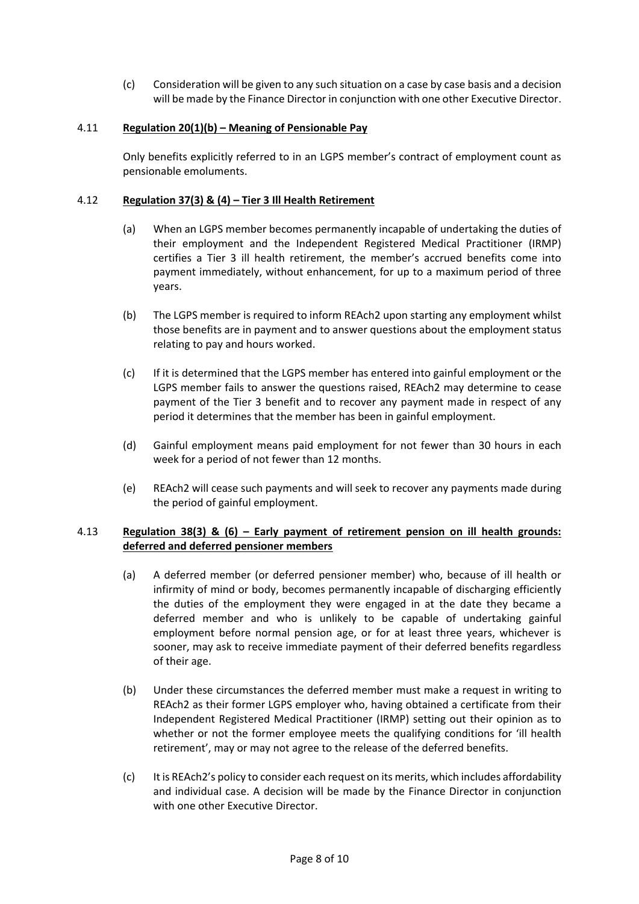(c) Consideration will be given to any such situation on a case by case basis and a decision will be made by the Finance Director in conjunction with one other Executive Director.

4.11 **Regulation 20(1)(b) – Meaning of Pensionable Pay**

Only benefits explicitly referred to in an LGPS member's contract of employment count as pensionable emoluments.

4.12 **Regulation 37(3) & (4) – Tier 3 Ill Health Retirement**

(a) When an LGPS member becomes permanently incapable of undertaking the duties of their employment and the Independent Registered Medical Practitioner (IRMP) certifies a Tier 3 ill health retirement, the member's accrued benefits come into payment immediately, without enhancement, for up to a maximum period of three years.

(b) The LGPS member is required to inform REAch2 upon starting any employment whilst those benefits are in payment and to answer questions about the employment status relating to pay and hours worked.

(c) If it is determined that the LGPS member has entered into gainful employment or the LGPS member fails to answer the questions raised, REAch2 may determine to cease payment of the Tier 3 benefit and to recover any payment made in respect of any period it determines that the member has been in gainful employment.

(d) Gainful employment means paid employment for not fewer than 30 hours in each week for a period of not fewer than 12 months.

(e) REAch2 will cease such payments and will seek to recover any payments made during the period of gainful employment.

4.13 **Regulation 38(3) & (6) – Early payment of retirement pension on ill health grounds: deferred and deferred pensioner members**

(a) A deferred member (or deferred pensioner member) who, because of ill health or infirmity of mind or body, becomes permanently incapable of discharging efficiently the duties of the employment they were engaged in at the date they became a deferred member and who is unlikely to be capable of undertaking gainful employment before normal pension age, or for at least three years, whichever is sooner, may ask to receive immediate payment of their deferred benefits regardless of their age.

(b) Under these circumstances the deferred member must make a request in writing to REAch2 as their former LGPS employer who, having obtained a certificate from their Independent Registered Medical Practitioner (IRMP) setting out their opinion as to whether or not the former employee meets the qualifying conditions for 'ill health retirement', may or may not agree to the release of the deferred benefits.

(c) It is REAch2's policy to consider each request on its merits, which includes affordability and individual case. A decision will be made by the Finance Director in conjunction with one other Executive Director.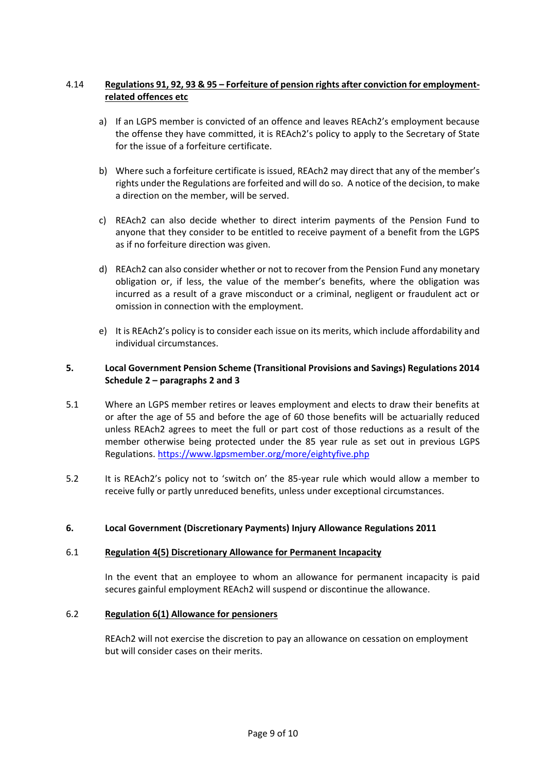4.14 **<u>Regulations 91, 92, 93 & 95 – Forfeiture of pension rights after conviction for employment-related offences etc</u>**

a) If an LGPS member is convicted of an offence and leaves REAch2's employment because the offense they have committed, it is REAch2's policy to apply to the Secretary of State for the issue of a forfeiture certificate.

b) Where such a forfeiture certificate is issued, REAch2 may direct that any of the member's rights under the Regulations are forfeited and will do so. A notice of the decision, to make a direction on the member, will be served.

c) REAch2 can also decide whether to direct interim payments of the Pension Fund to anyone that they consider to be entitled to receive payment of a benefit from the LGPS as if no forfeiture direction was given.

d) REAch2 can also consider whether or not to recover from the Pension Fund any monetary obligation or, if less, the value of the member's benefits, where the obligation was incurred as a result of a grave misconduct or a criminal, negligent or fraudulent act or omission in connection with the employment.

e) It is REAch2's policy is to consider each issue on its merits, which include affordability and individual circumstances.

## 5. Local Government Pension Scheme (Transitional Provisions and Savings) Regulations 2014 Schedule 2 – paragraphs 2 and 3

5.1 Where an LGPS member retires or leaves employment and elects to draw their benefits at or after the age of 55 and before the age of 60 those benefits will be actuarially reduced unless REAch2 agrees to meet the full or part cost of those reductions as a result of the member otherwise being protected under the 85 year rule as set out in previous LGPS Regulations. https://www.lgpsmember.org/more/eightyfive.php

5.2 It is REAch2's policy not to 'switch on' the 85-year rule which would allow a member to receive fully or partly unreduced benefits, unless under exceptional circumstances.

## 6. Local Government (Discretionary Payments) Injury Allowance Regulations 2011

6.1 **<u>Regulation 4(5) Discretionary Allowance for Permanent Incapacity</u>**

In the event that an employee to whom an allowance for permanent incapacity is paid secures gainful employment REAch2 will suspend or discontinue the allowance.

6.2 **<u>Regulation 6(1) Allowance for pensioners</u>**

REAch2 will not exercise the discretion to pay an allowance on cessation on employment but will consider cases on their merits.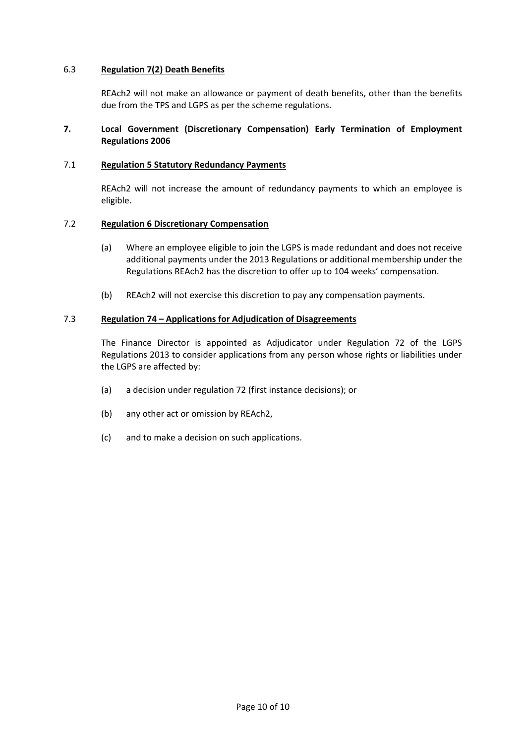### 6.3 Regulation 7(2) Death Benefits

REAch2 will not make an allowance or payment of death benefits, other than the benefits due from the TPS and LGPS as per the scheme regulations.

## 7. Local Government (Discretionary Compensation) Early Termination of Employment Regulations 2006

### 7.1 Regulation 5 Statutory Redundancy Payments

REAch2 will not increase the amount of redundancy payments to which an employee is eligible.

### 7.2 Regulation 6 Discretionary Compensation

(a) Where an employee eligible to join the LGPS is made redundant and does not receive additional payments under the 2013 Regulations or additional membership under the Regulations REAch2 has the discretion to offer up to 104 weeks' compensation.

(b) REAch2 will not exercise this discretion to pay any compensation payments.

### 7.3 Regulation 74 – Applications for Adjudication of Disagreements

The Finance Director is appointed as Adjudicator under Regulation 72 of the LGPS Regulations 2013 to consider applications from any person whose rights or liabilities under the LGPS are affected by:

(a) a decision under regulation 72 (first instance decisions); or

(b) any other act or omission by REAch2,

(c) and to make a decision on such applications.